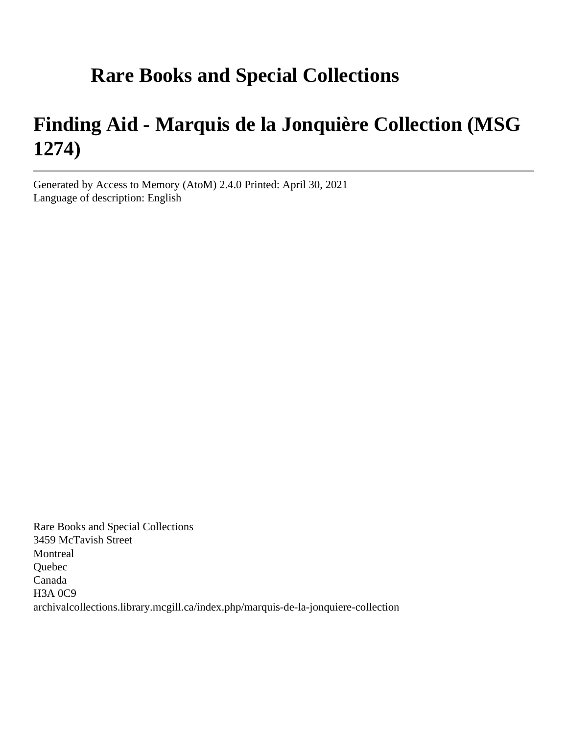# Rare Books and Special Collections

# Finding Aid - Marquis de la Jonquière Collection (MSG 1274)

---

Generated by Access to Memory (AtoM) 2.4.0 Printed: April 30, 2021
Language of description: English

Rare Books and Special Collections
3459 McTavish Street
Montreal
Quebec
Canada
H3A 0C9
archivalcollections.library.mcgill.ca/index.php/marquis-de-la-jonquiere-collection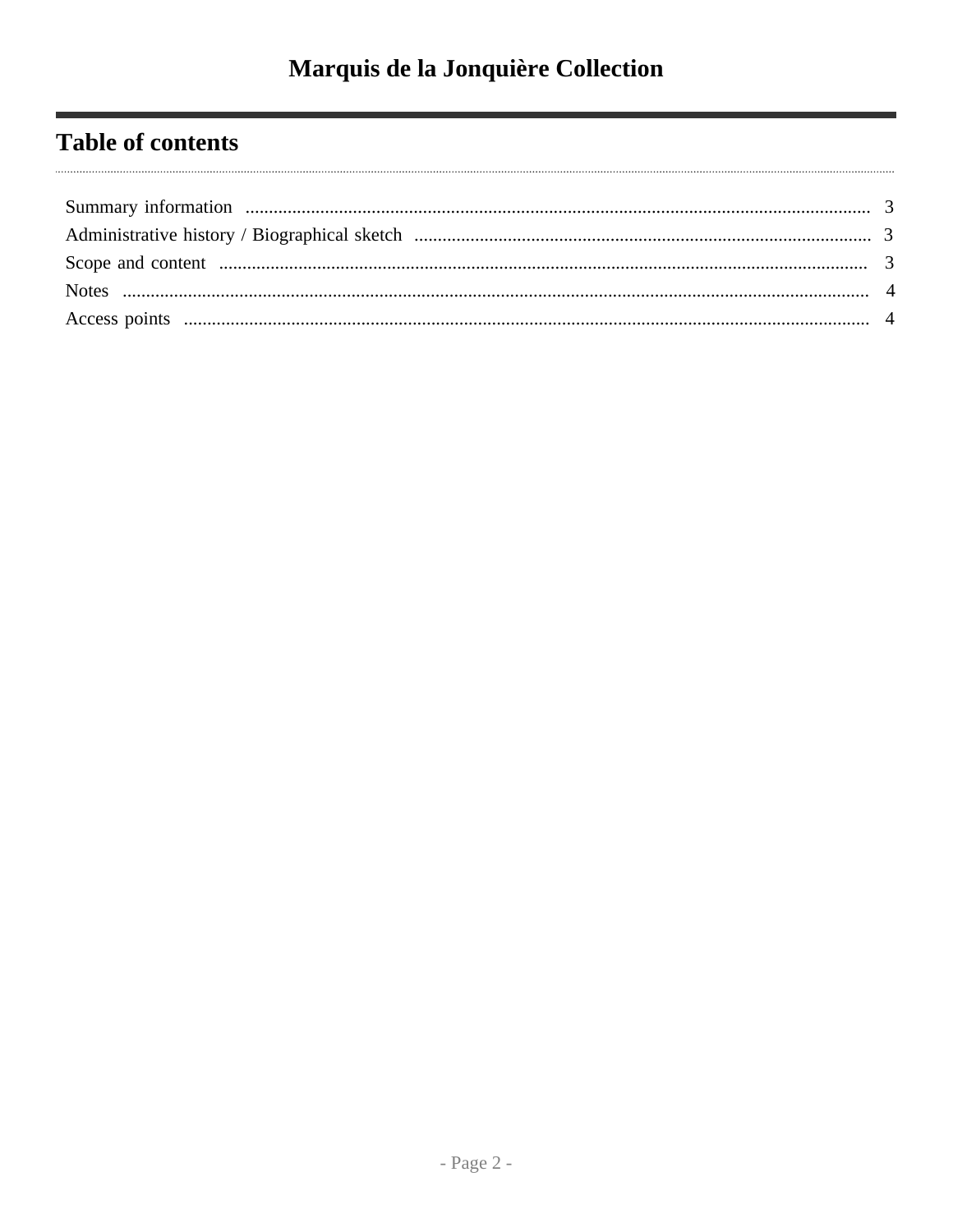## Table of contents

Summary information ..... 3
Administrative history / Biographical sketch ..... 3
Scope and content ..... 3
Notes ..... 4
Access points ..... 4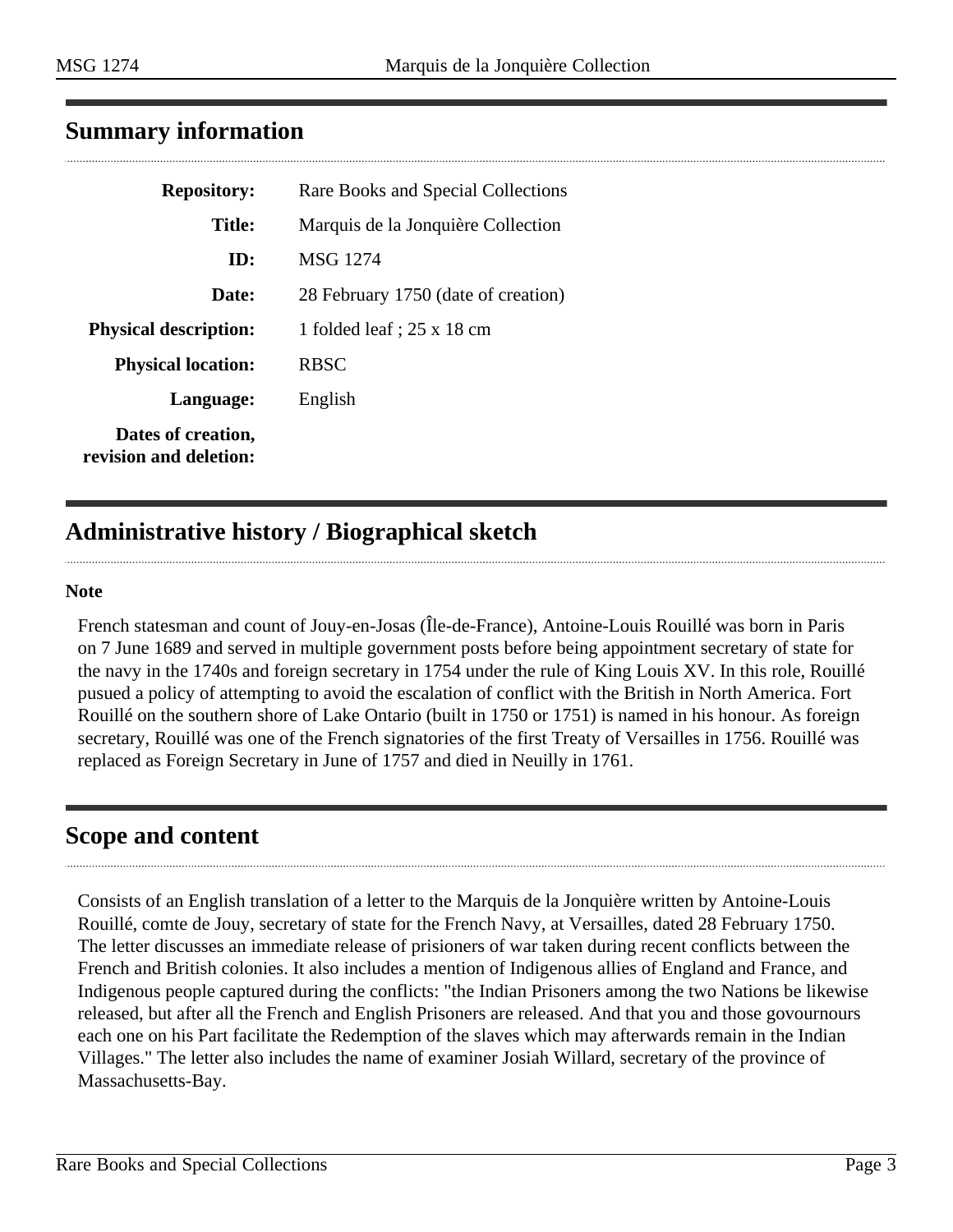## Summary information

| | |
|---|---|
| **Repository:** | Rare Books and Special Collections |
| **Title:** | Marquis de la Jonquière Collection |
| **ID:** | MSG 1274 |
| **Date:** | 28 February 1750 (date of creation) |
| **Physical description:** | 1 folded leaf ; 25 x 18 cm |
| **Physical location:** | RBSC |
| **Language:** | English |
| **Dates of creation, revision and deletion:** | |

## Administrative history / Biographical sketch

**Note**

French statesman and count of Jouy-en-Josas (Île-de-France), Antoine-Louis Rouillé was born in Paris on 7 June 1689 and served in multiple government posts before being appointment secretary of state for the navy in the 1740s and foreign secretary in 1754 under the rule of King Louis XV. In this role, Rouillé pusued a policy of attempting to avoid the escalation of conflict with the British in North America. Fort Rouillé on the southern shore of Lake Ontario (built in 1750 or 1751) is named in his honour. As foreign secretary, Rouillé was one of the French signatories of the first Treaty of Versailles in 1756. Rouillé was replaced as Foreign Secretary in June of 1757 and died in Neuilly in 1761.

## Scope and content

Consists of an English translation of a letter to the Marquis de la Jonquière written by Antoine-Louis Rouillé, comte de Jouy, secretary of state for the French Navy, at Versailles, dated 28 February 1750. The letter discusses an immediate release of prisioners of war taken during recent conflicts between the French and British colonies. It also includes a mention of Indigenous allies of England and France, and Indigenous people captured during the conflicts: "the Indian Prisoners among the two Nations be likewise released, but after all the French and English Prisoners are released. And that you and those govournours each one on his Part facilitate the Redemption of the slaves which may afterwards remain in the Indian Villages." The letter also includes the name of examiner Josiah Willard, secretary of the province of Massachusetts-Bay.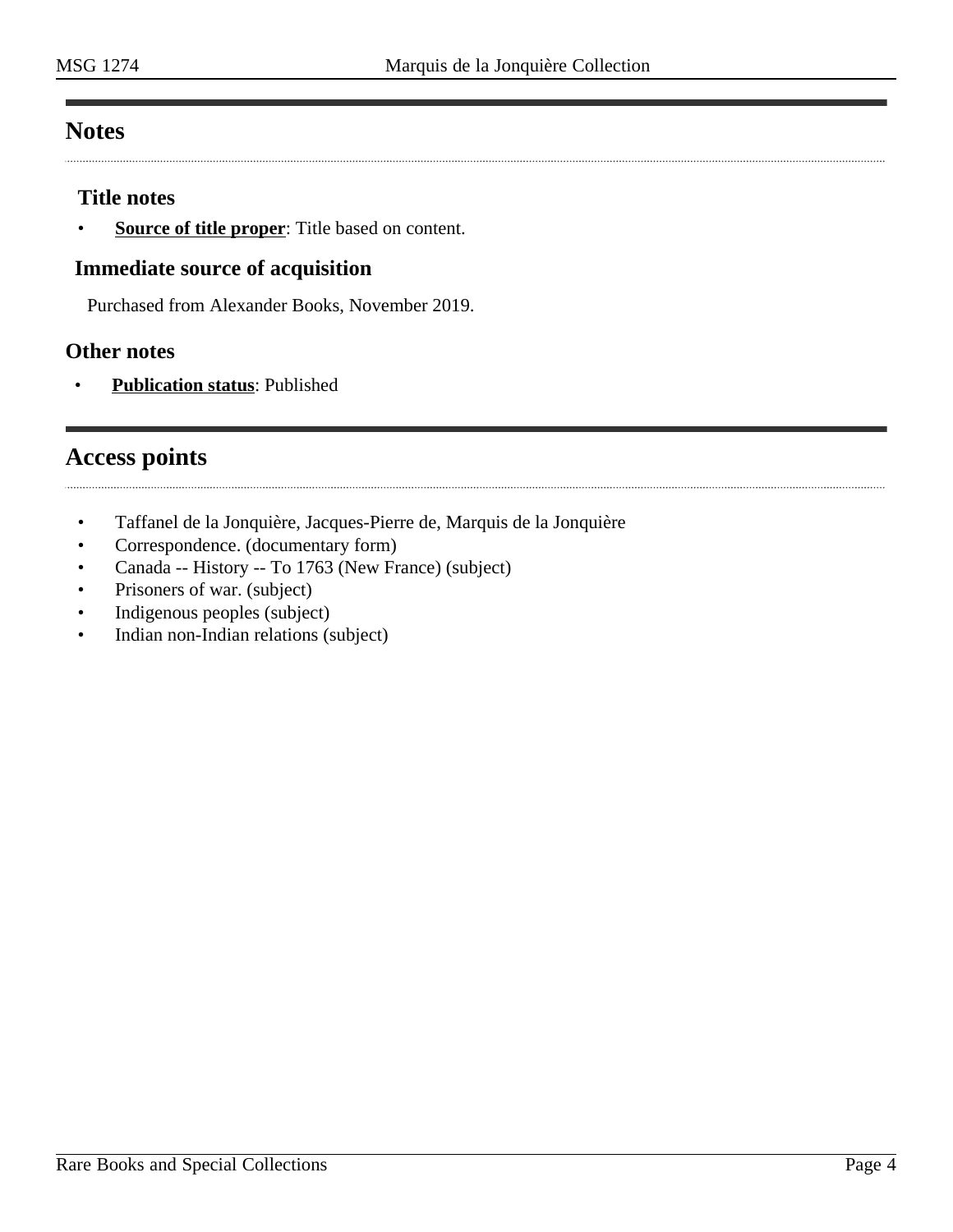## Notes

### Title notes

- **Source of title proper**: Title based on content.

### Immediate source of acquisition

Purchased from Alexander Books, November 2019.

### Other notes

- **Publication status**: Published

## Access points

- Taffanel de la Jonquière, Jacques-Pierre de, Marquis de la Jonquière
- Correspondence. (documentary form)
- Canada -- History -- To 1763 (New France) (subject)
- Prisoners of war. (subject)
- Indigenous peoples (subject)
- Indian non-Indian relations (subject)